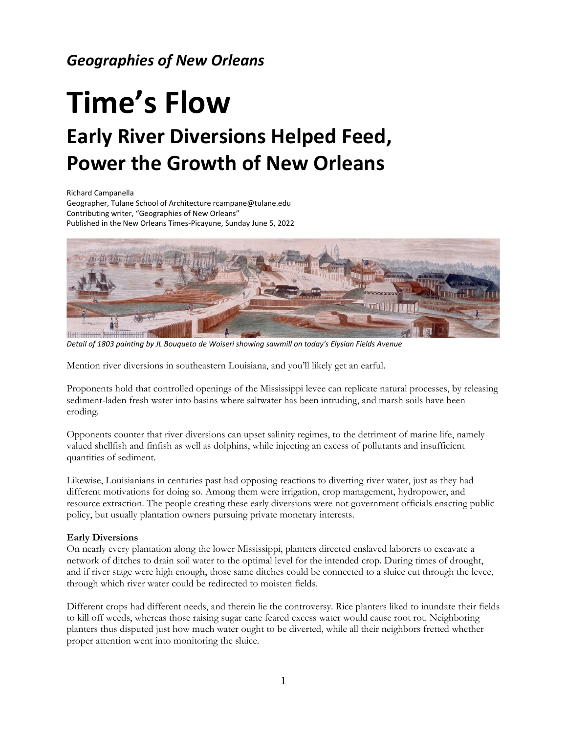*Geographies of New Orleans*

# Time's Flow

## Early River Diversions Helped Feed, Power the Growth of New Orleans

Richard Campanella
Geographer, Tulane School of Architecture rcampane@tulane.edu
Contributing writer, "Geographies of New Orleans"
Published in the New Orleans Times-Picayune, Sunday June 5, 2022

*Detail of 1803 painting by JL Bouqueto de Woiseri showing sawmill on today's Elysian Fields Avenue*

Mention river diversions in southeastern Louisiana, and you'll likely get an earful.

Proponents hold that controlled openings of the Mississippi levee can replicate natural processes, by releasing sediment-laden fresh water into basins where saltwater has been intruding, and marsh soils have been eroding.

Opponents counter that river diversions can upset salinity regimes, to the detriment of marine life, namely valued shellfish and finfish as well as dolphins, while injecting an excess of pollutants and insufficient quantities of sediment.

Likewise, Louisianians in centuries past had opposing reactions to diverting river water, just as they had different motivations for doing so. Among them were irrigation, crop management, hydropower, and resource extraction. The people creating these early diversions were not government officials enacting public policy, but usually plantation owners pursuing private monetary interests.

**Early Diversions**

On nearly every plantation along the lower Mississippi, planters directed enslaved laborers to excavate a network of ditches to drain soil water to the optimal level for the intended crop. During times of drought, and if river stage were high enough, those same ditches could be connected to a sluice cut through the levee, through which river water could be redirected to moisten fields.

Different crops had different needs, and therein lie the controversy. Rice planters liked to inundate their fields to kill off weeds, whereas those raising sugar cane feared excess water would cause root rot. Neighboring planters thus disputed just how much water ought to be diverted, while all their neighbors fretted whether proper attention went into monitoring the sluice.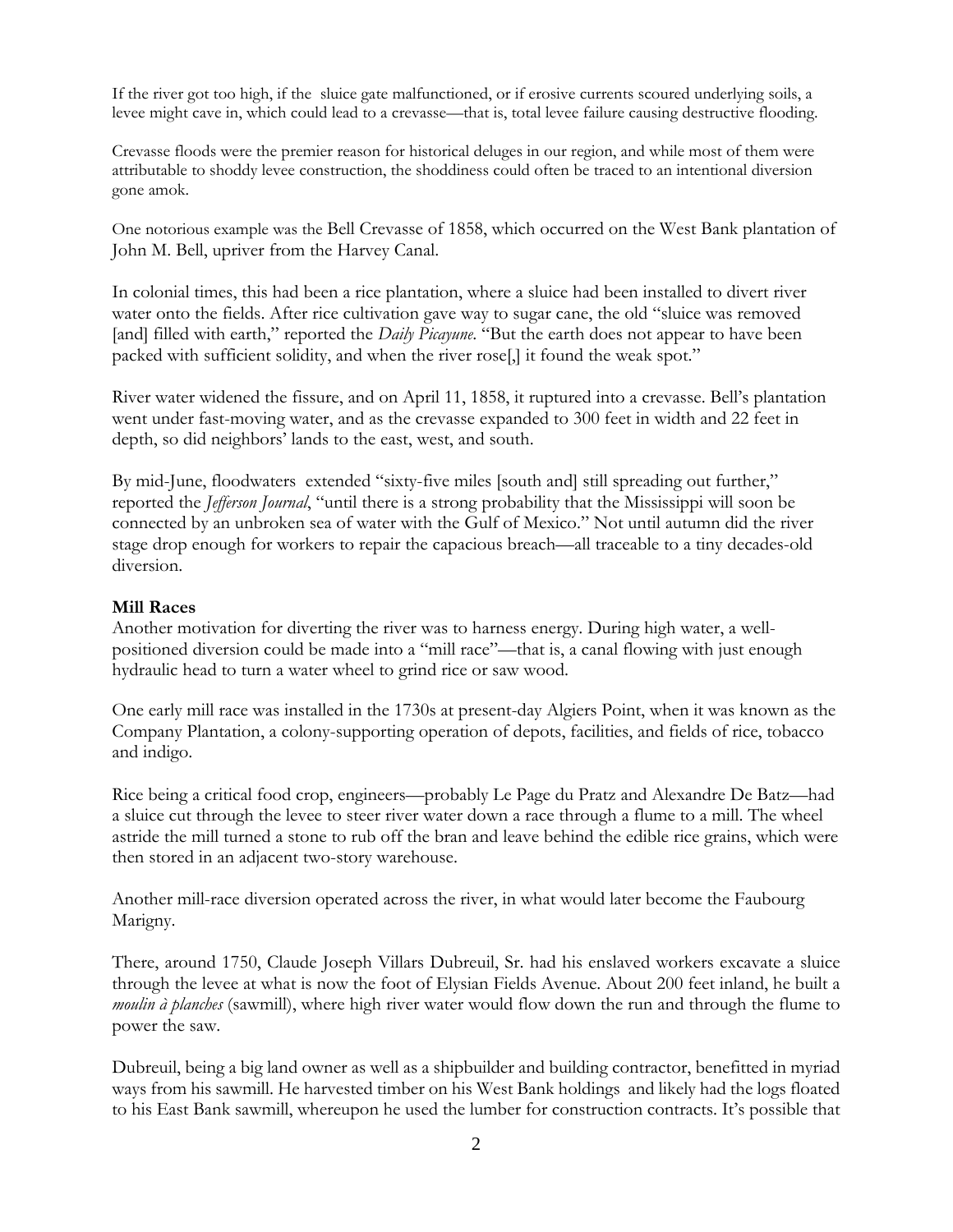If the river got too high, if the sluice gate malfunctioned, or if erosive currents scoured underlying soils, a levee might cave in, which could lead to a crevasse—that is, total levee failure causing destructive flooding.

Crevasse floods were the premier reason for historical deluges in our region, and while most of them were attributable to shoddy levee construction, the shoddiness could often be traced to an intentional diversion gone amok.

One notorious example was the Bell Crevasse of 1858, which occurred on the West Bank plantation of John M. Bell, upriver from the Harvey Canal.

In colonial times, this had been a rice plantation, where a sluice had been installed to divert river water onto the fields. After rice cultivation gave way to sugar cane, the old "sluice was removed [and] filled with earth," reported the *Daily Picayune*. "But the earth does not appear to have been packed with sufficient solidity, and when the river rose[,] it found the weak spot."

River water widened the fissure, and on April 11, 1858, it ruptured into a crevasse. Bell's plantation went under fast-moving water, and as the crevasse expanded to 300 feet in width and 22 feet in depth, so did neighbors' lands to the east, west, and south.

By mid-June, floodwaters extended "sixty-five miles [south and] still spreading out further," reported the *Jefferson Journal*, "until there is a strong probability that the Mississippi will soon be connected by an unbroken sea of water with the Gulf of Mexico." Not until autumn did the river stage drop enough for workers to repair the capacious breach—all traceable to a tiny decades-old diversion.

**Mill Races**

Another motivation for diverting the river was to harness energy. During high water, a well-positioned diversion could be made into a "mill race"—that is, a canal flowing with just enough hydraulic head to turn a water wheel to grind rice or saw wood.

One early mill race was installed in the 1730s at present-day Algiers Point, when it was known as the Company Plantation, a colony-supporting operation of depots, facilities, and fields of rice, tobacco and indigo.

Rice being a critical food crop, engineers—probably Le Page du Pratz and Alexandre De Batz—had a sluice cut through the levee to steer river water down a race through a flume to a mill. The wheel astride the mill turned a stone to rub off the bran and leave behind the edible rice grains, which were then stored in an adjacent two-story warehouse.

Another mill-race diversion operated across the river, in what would later become the Faubourg Marigny.

There, around 1750, Claude Joseph Villars Dubreuil, Sr. had his enslaved workers excavate a sluice through the levee at what is now the foot of Elysian Fields Avenue. About 200 feet inland, he built a *moulin à planches* (sawmill), where high river water would flow down the run and through the flume to power the saw.

Dubreuil, being a big land owner as well as a shipbuilder and building contractor, benefitted in myriad ways from his sawmill. He harvested timber on his West Bank holdings and likely had the logs floated to his East Bank sawmill, whereupon he used the lumber for construction contracts. It's possible that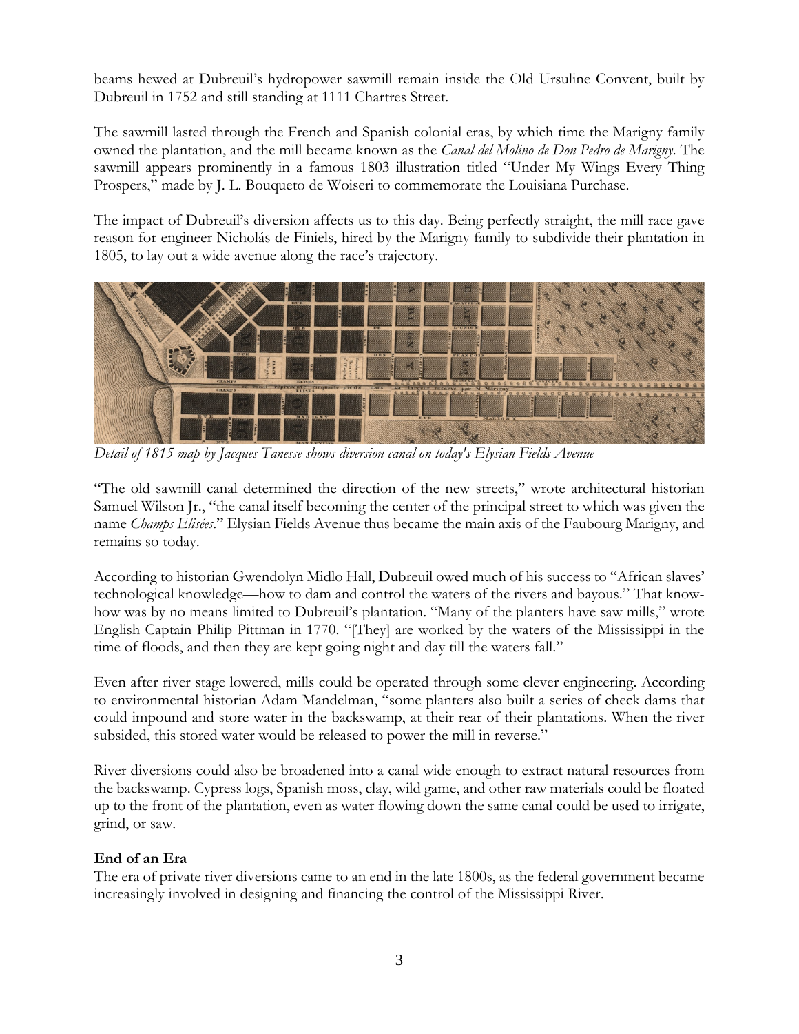beams hewed at Dubreuil's hydropower sawmill remain inside the Old Ursuline Convent, built by Dubreuil in 1752 and still standing at 1111 Chartres Street.

The sawmill lasted through the French and Spanish colonial eras, by which time the Marigny family owned the plantation, and the mill became known as the *Canal del Molino de Don Pedro de Marigny*. The sawmill appears prominently in a famous 1803 illustration titled "Under My Wings Every Thing Prospers," made by J. L. Bouqueto de Woiseri to commemorate the Louisiana Purchase.

The impact of Dubreuil's diversion affects us to this day. Being perfectly straight, the mill race gave reason for engineer Nicholás de Finiels, hired by the Marigny family to subdivide their plantation in 1805, to lay out a wide avenue along the race's trajectory.

*Detail of 1815 map by Jacques Tanesse shows diversion canal on today's Elysian Fields Avenue*

"The old sawmill canal determined the direction of the new streets," wrote architectural historian Samuel Wilson Jr., "the canal itself becoming the center of the principal street to which was given the name *Champs Elisées*." Elysian Fields Avenue thus became the main axis of the Faubourg Marigny, and remains so today.

According to historian Gwendolyn Midlo Hall, Dubreuil owed much of his success to "African slaves' technological knowledge—how to dam and control the waters of the rivers and bayous." That know-how was by no means limited to Dubreuil's plantation. "Many of the planters have saw mills," wrote English Captain Philip Pittman in 1770. "[They] are worked by the waters of the Mississippi in the time of floods, and then they are kept going night and day till the waters fall."

Even after river stage lowered, mills could be operated through some clever engineering. According to environmental historian Adam Mandelman, "some planters also built a series of check dams that could impound and store water in the backswamp, at their rear of their plantations. When the river subsided, this stored water would be released to power the mill in reverse."

River diversions could also be broadened into a canal wide enough to extract natural resources from the backswamp. Cypress logs, Spanish moss, clay, wild game, and other raw materials could be floated up to the front of the plantation, even as water flowing down the same canal could be used to irrigate, grind, or saw.

**End of an Era**

The era of private river diversions came to an end in the late 1800s, as the federal government became increasingly involved in designing and financing the control of the Mississippi River.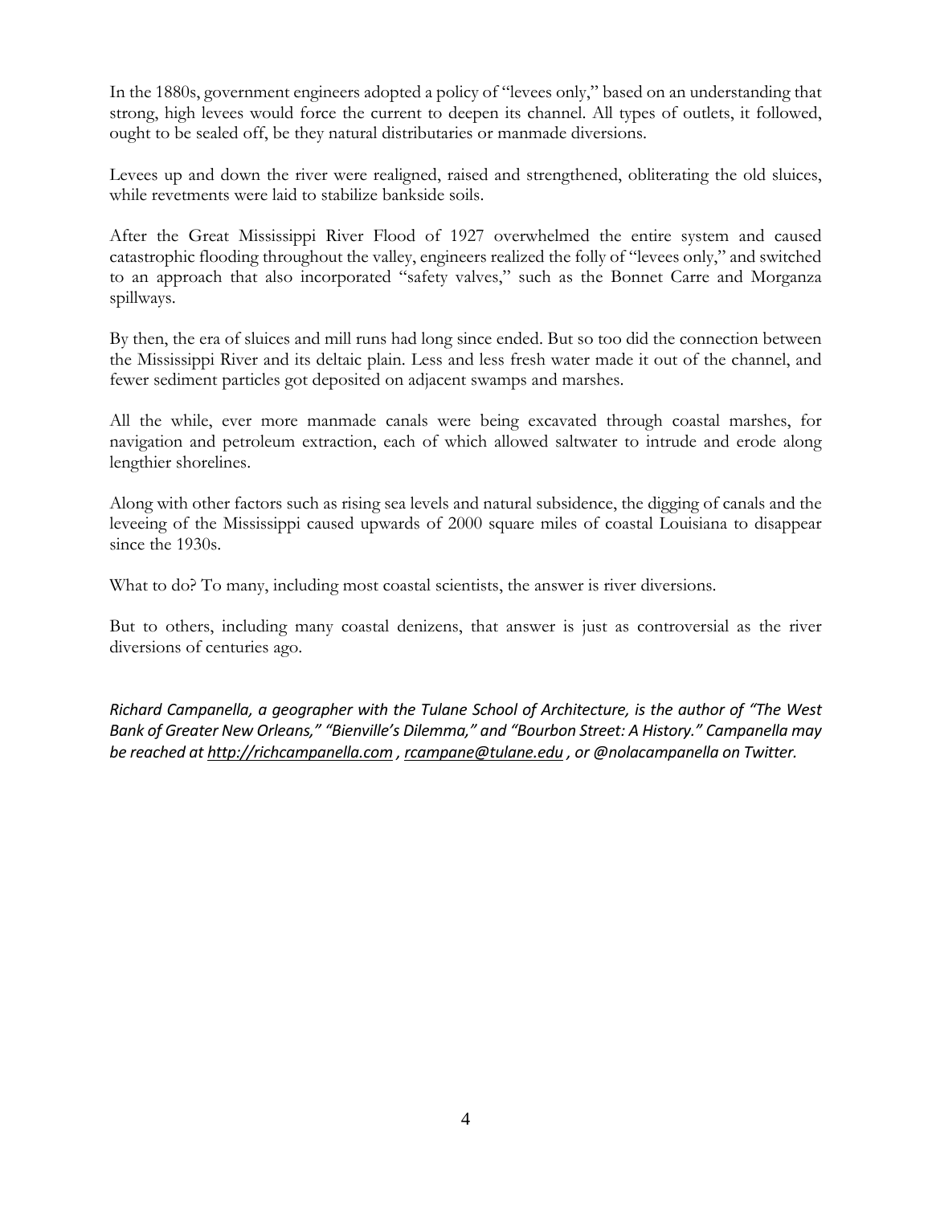In the 1880s, government engineers adopted a policy of "levees only," based on an understanding that strong, high levees would force the current to deepen its channel. All types of outlets, it followed, ought to be sealed off, be they natural distributaries or manmade diversions.

Levees up and down the river were realigned, raised and strengthened, obliterating the old sluices, while revetments were laid to stabilize bankside soils.

After the Great Mississippi River Flood of 1927 overwhelmed the entire system and caused catastrophic flooding throughout the valley, engineers realized the folly of "levees only," and switched to an approach that also incorporated "safety valves," such as the Bonnet Carre and Morganza spillways.

By then, the era of sluices and mill runs had long since ended. But so too did the connection between the Mississippi River and its deltaic plain. Less and less fresh water made it out of the channel, and fewer sediment particles got deposited on adjacent swamps and marshes.

All the while, ever more manmade canals were being excavated through coastal marshes, for navigation and petroleum extraction, each of which allowed saltwater to intrude and erode along lengthier shorelines.

Along with other factors such as rising sea levels and natural subsidence, the digging of canals and the leveeing of the Mississippi caused upwards of 2000 square miles of coastal Louisiana to disappear since the 1930s.

What to do? To many, including most coastal scientists, the answer is river diversions.

But to others, including many coastal denizens, that answer is just as controversial as the river diversions of centuries ago.

*Richard Campanella, a geographer with the Tulane School of Architecture, is the author of "The West Bank of Greater New Orleans," "Bienville's Dilemma," and "Bourbon Street: A History." Campanella may be reached at http://richcampanella.com , rcampane@tulane.edu , or @nolacampanella on Twitter.*